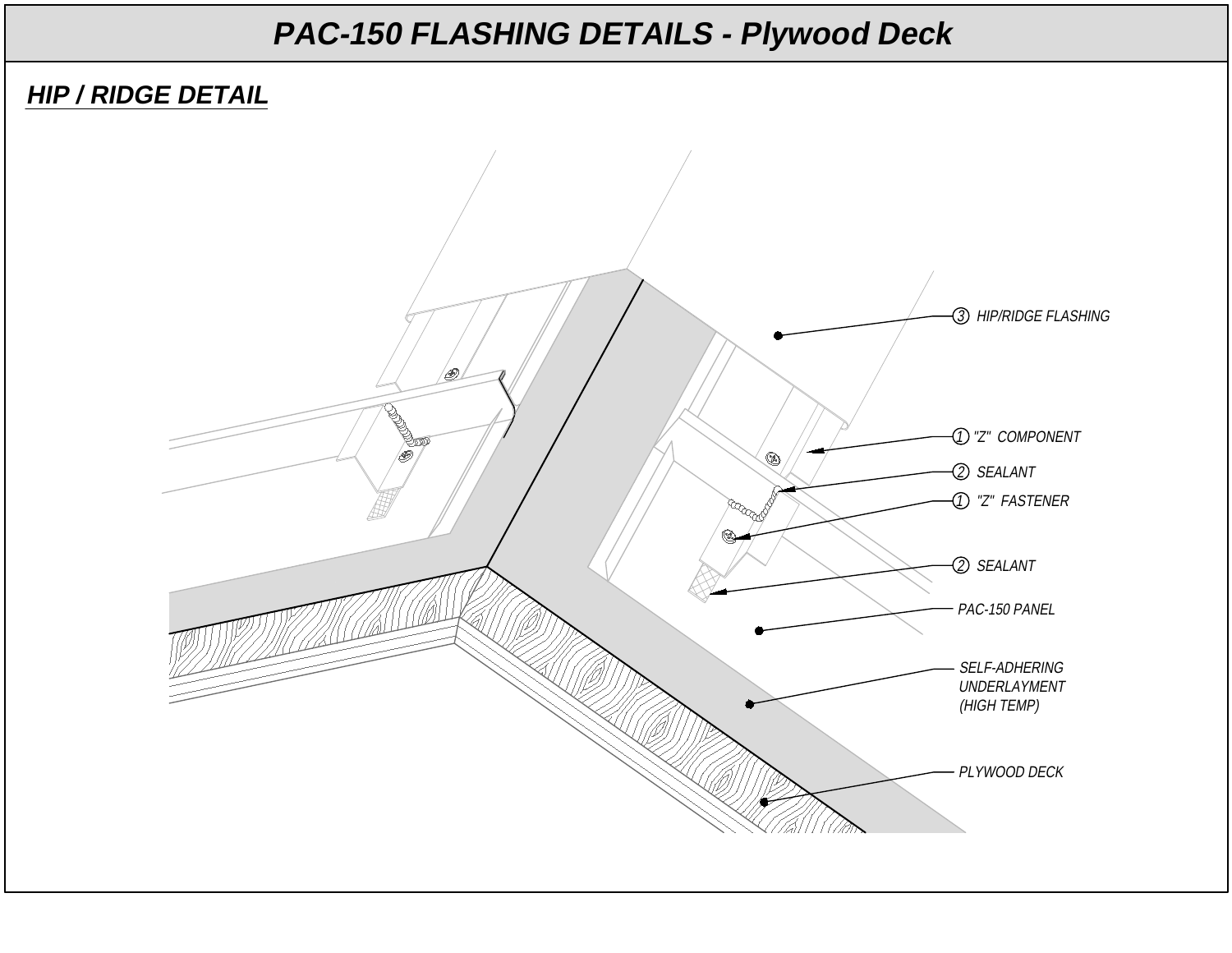# PAC-150 FLASHING DETAILS - Plywood Deck

## HIP / RIDGE DETAIL

③ HIP/RIDGE FLASHING

① "Z" COMPONENT

② SEALANT

① "Z" FASTENER

② SEALANT

PAC-150 PANEL

SELF-ADHERING UNDERLAYMENT (HIGH TEMP)

PLYWOOD DECK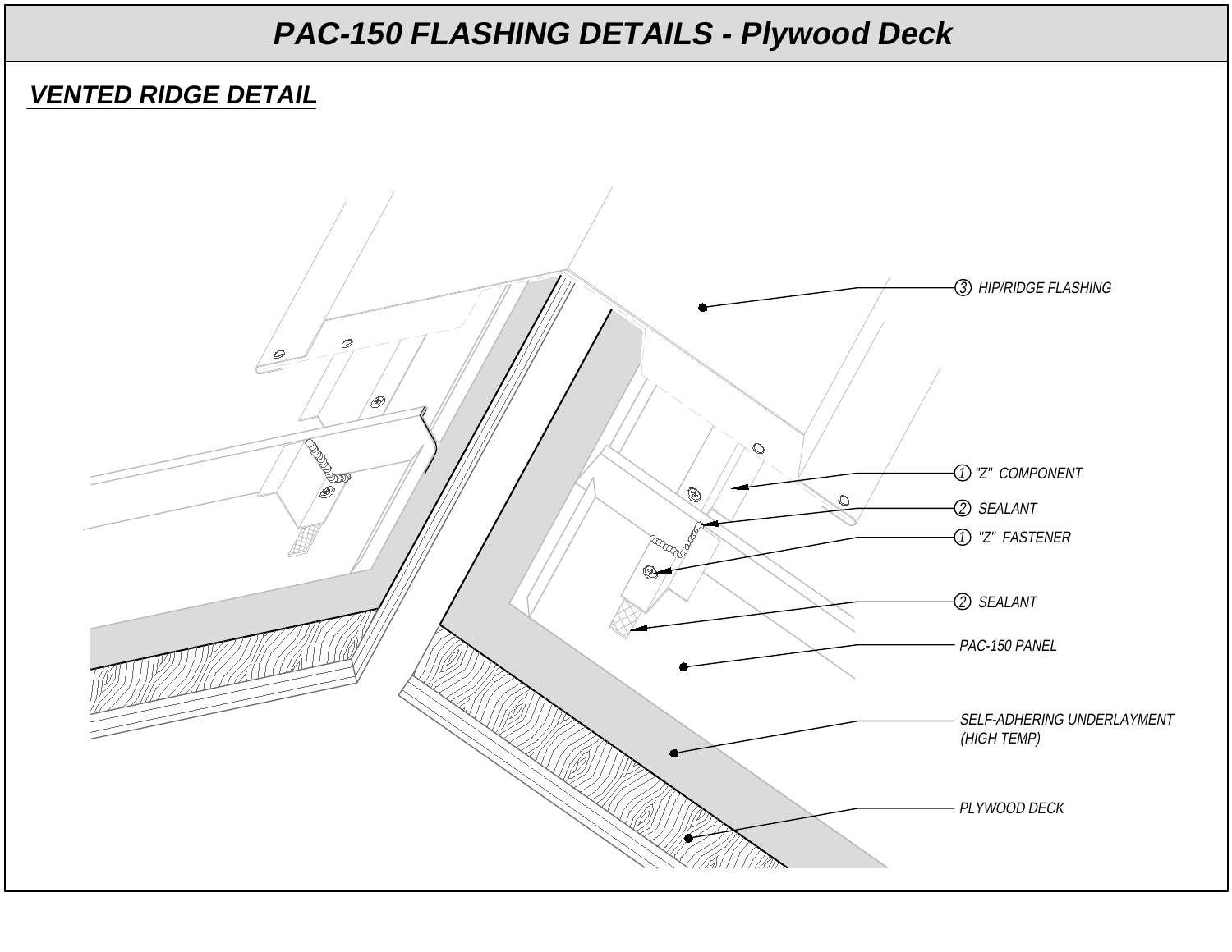# PAC-150 FLASHING DETAILS - Plywood Deck

## VENTED RIDGE DETAIL

3 HIP/RIDGE FLASHING

1 "Z" COMPONENT

2 SEALANT

1 "Z" FASTENER

2 SEALANT

PAC-150 PANEL

SELF-ADHERING UNDERLAYMENT (HIGH TEMP)

PLYWOOD DECK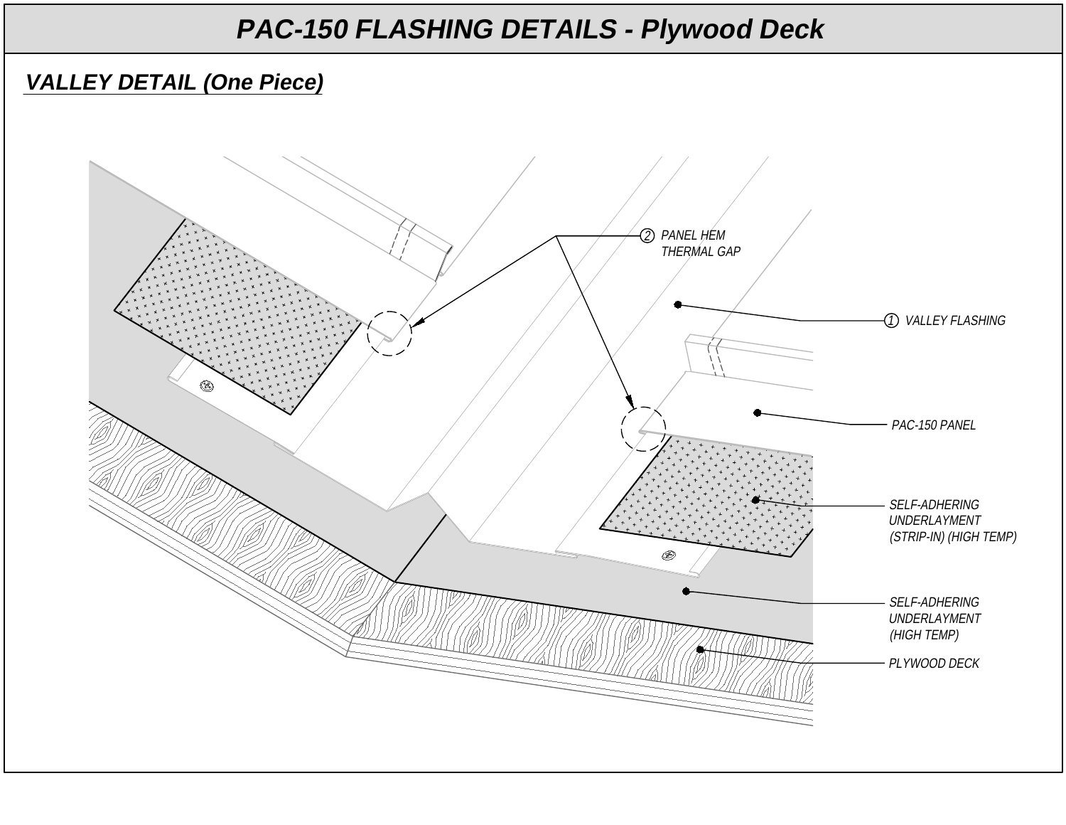# PAC-150 FLASHING DETAILS - Plywood Deck

## *VALLEY DETAIL (One Piece)*

② PANEL HEM THERMAL GAP

① VALLEY FLASHING

PAC-150 PANEL

SELF-ADHERING UNDERLAYMENT (STRIP-IN) (HIGH TEMP)

SELF-ADHERING UNDERLAYMENT (HIGH TEMP)

PLYWOOD DECK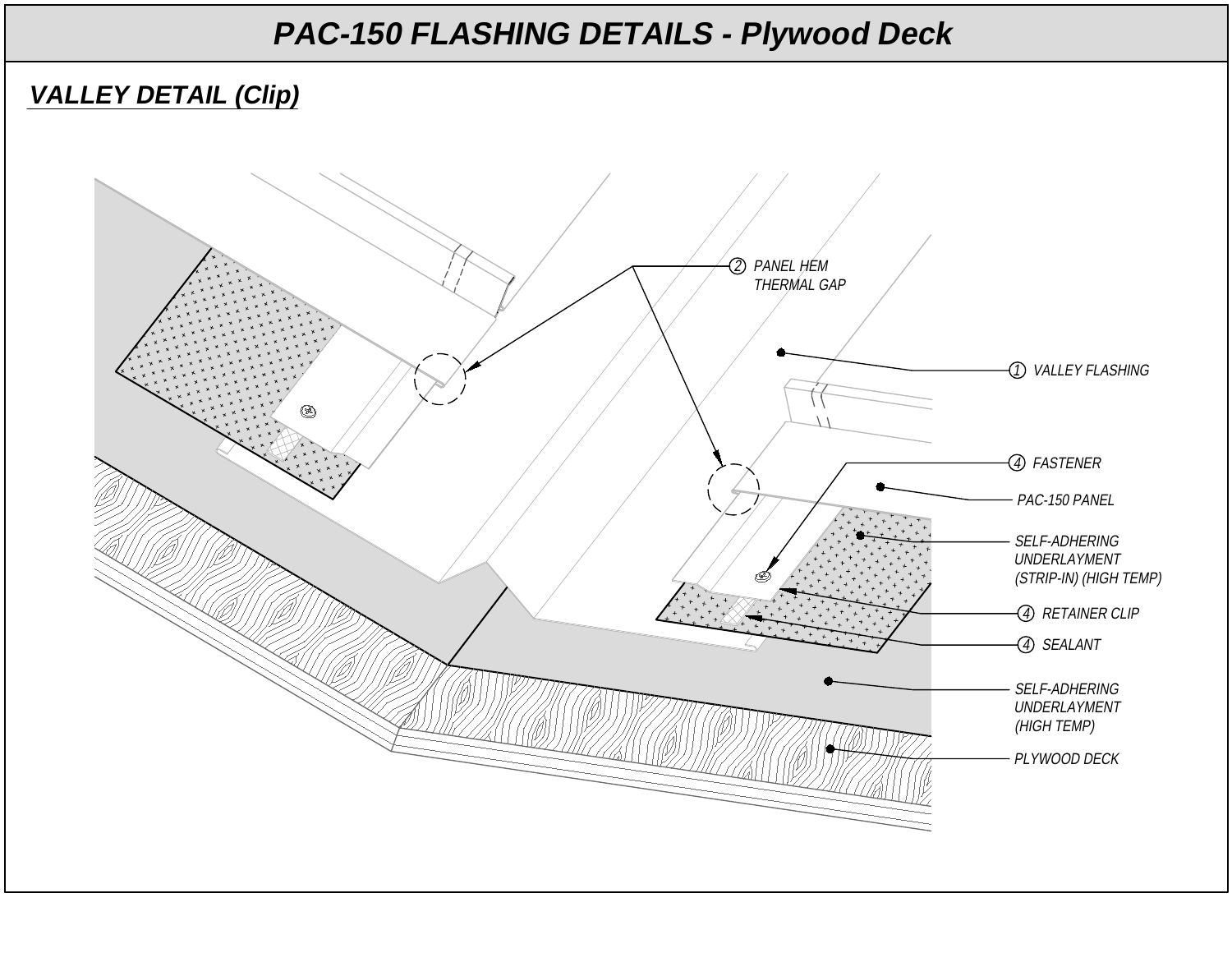# PAC-150 FLASHING DETAILS - Plywood Deck

## VALLEY DETAIL (Clip)

2 PANEL HEM THERMAL GAP

1 VALLEY FLASHING

4 FASTENER

PAC-150 PANEL

SELF-ADHERING UNDERLAYMENT (STRIP-IN) (HIGH TEMP)

4 RETAINER CLIP

4 SEALANT

SELF-ADHERING UNDERLAYMENT (HIGH TEMP)

PLYWOOD DECK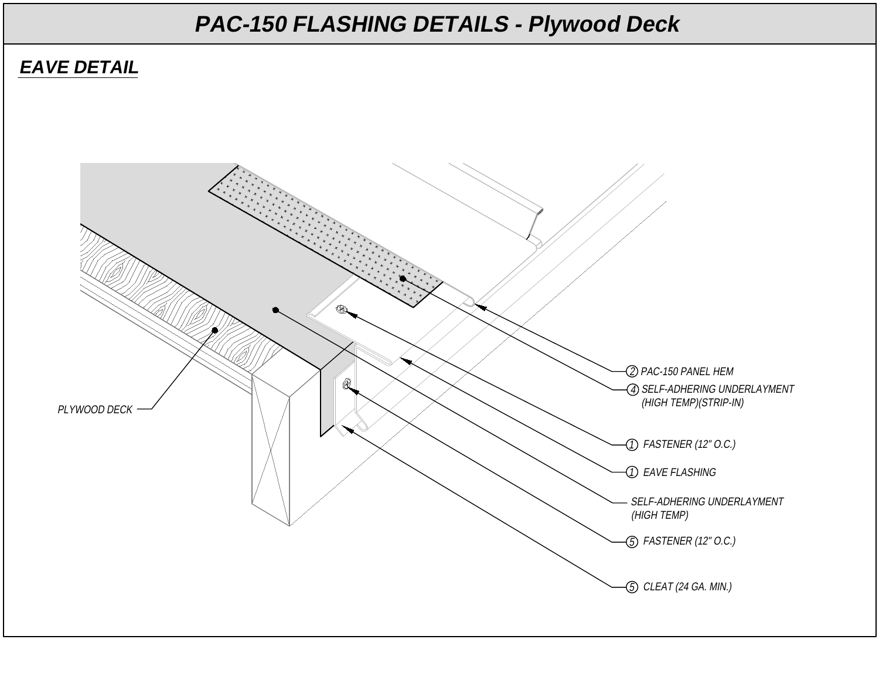# PAC-150 FLASHING DETAILS - Plywood Deck

## EAVE DETAIL

PLYWOOD DECK

② PAC-150 PANEL HEM

④ SELF-ADHERING UNDERLAYMENT (HIGH TEMP)(STRIP-IN)

① FASTENER (12" O.C.)

① EAVE FLASHING

SELF-ADHERING UNDERLAYMENT (HIGH TEMP)

⑤ FASTENER (12" O.C.)

⑤ CLEAT (24 GA. MIN.)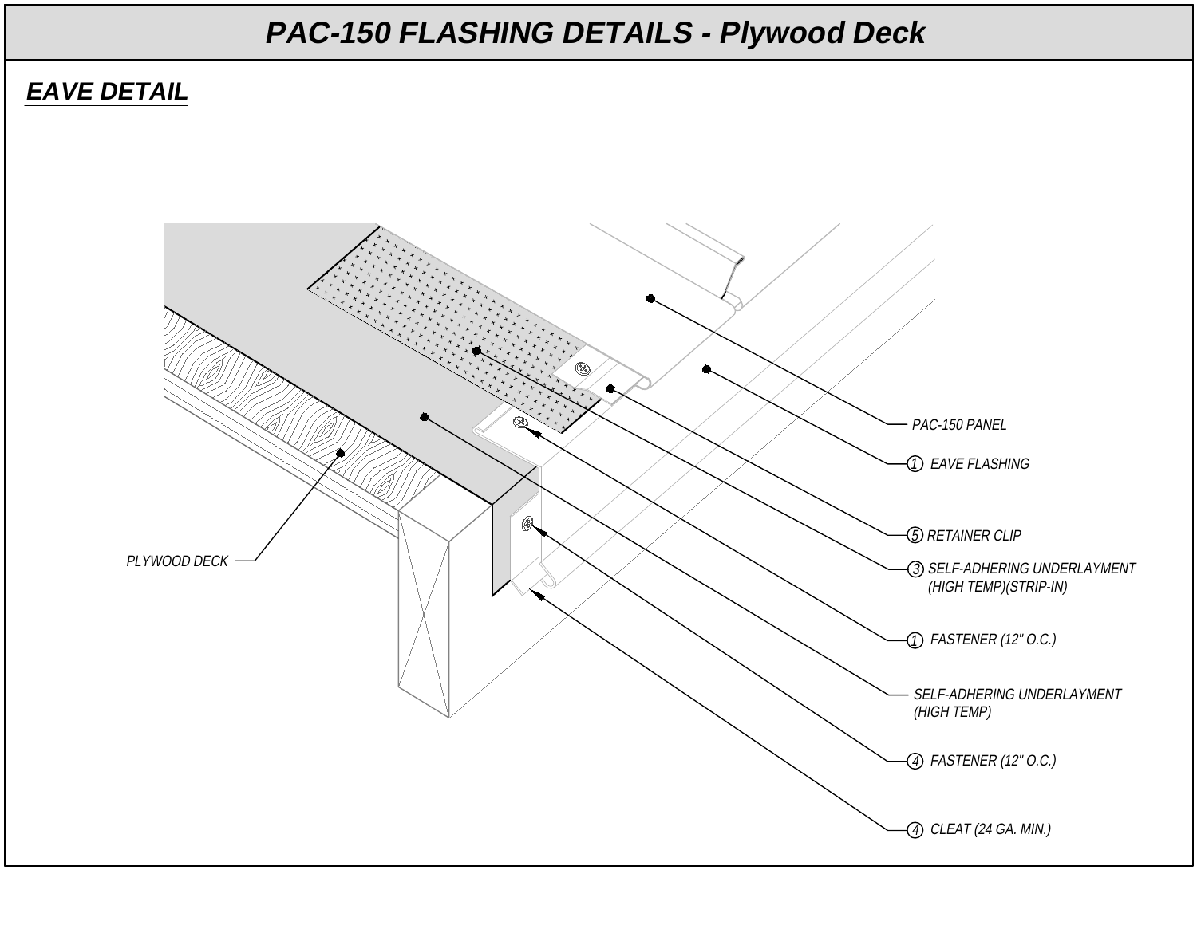# PAC-150 FLASHING DETAILS - Plywood Deck

## EAVE DETAIL

PAC-150 PANEL

① EAVE FLASHING

⑤ RETAINER CLIP

③ SELF-ADHERING UNDERLAYMENT (HIGH TEMP)(STRIP-IN)

① FASTENER (12" O.C.)

SELF-ADHERING UNDERLAYMENT (HIGH TEMP)

④ FASTENER (12" O.C.)

④ CLEAT (24 GA. MIN.)

PLYWOOD DECK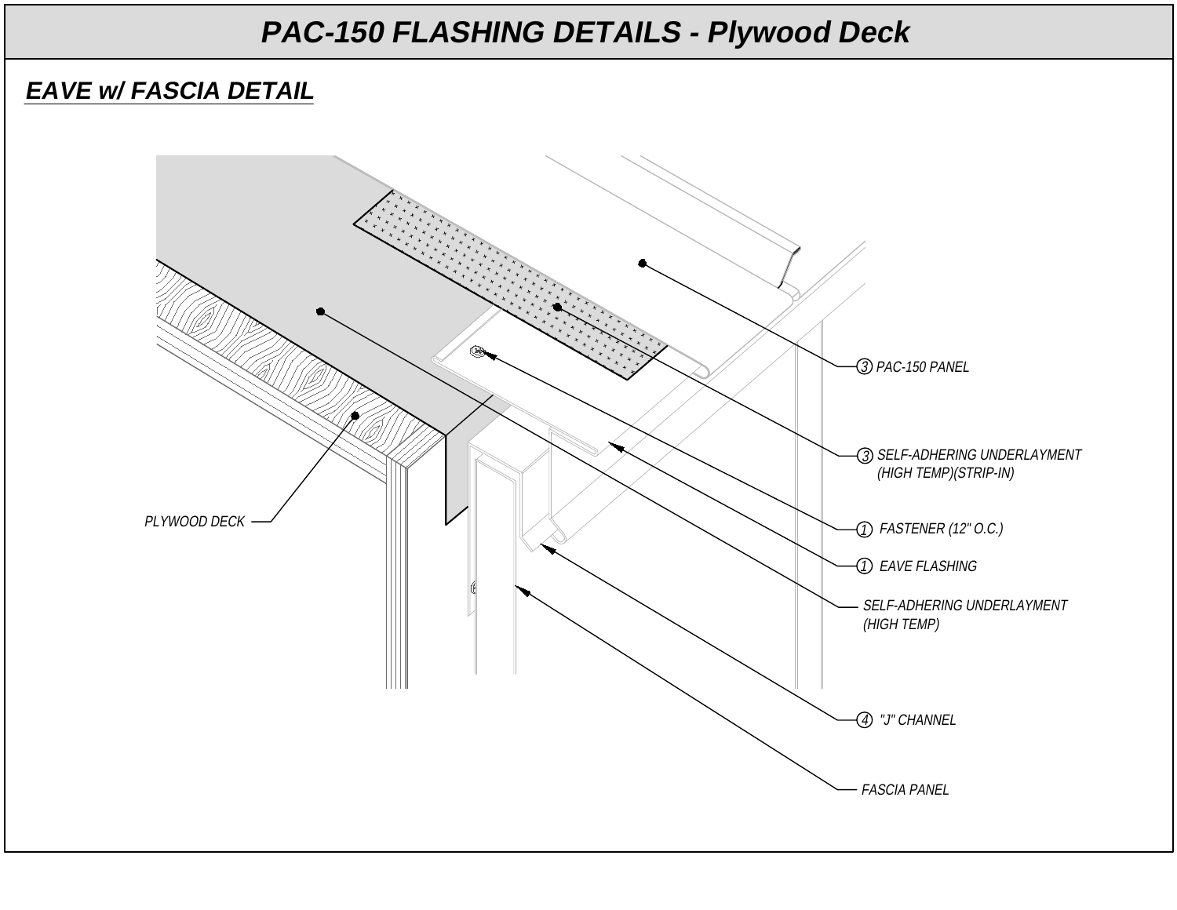# PAC-150 FLASHING DETAILS - Plywood Deck

## EAVE w/ FASCIA DETAIL

- ③ PAC-150 PANEL
- ③ SELF-ADHERING UNDERLAYMENT (HIGH TEMP)(STRIP-IN)
- ① FASTENER (12" O.C.)
- ① EAVE FLASHING
- SELF-ADHERING UNDERLAYMENT (HIGH TEMP)
- ④ "J" CHANNEL
- FASCIA PANEL
- PLYWOOD DECK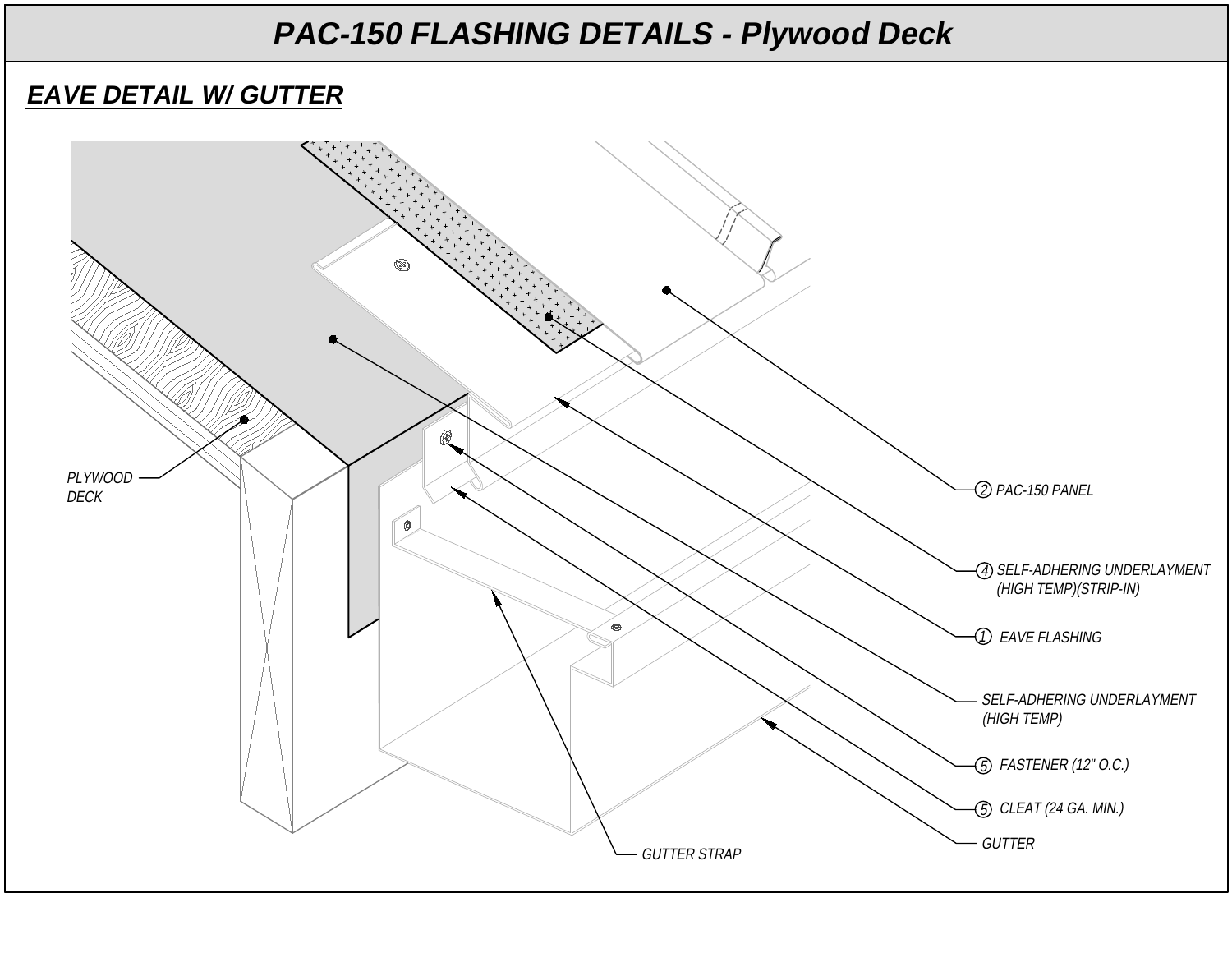# PAC-150 FLASHING DETAILS - Plywood Deck

## EAVE DETAIL W/ GUTTER

PLYWOOD DECK

(2) PAC-150 PANEL

(4) SELF-ADHERING UNDERLAYMENT (HIGH TEMP)(STRIP-IN)

(1) EAVE FLASHING

SELF-ADHERING UNDERLAYMENT (HIGH TEMP)

(5) FASTENER (12" O.C.)

(5) CLEAT (24 GA. MIN.)

GUTTER

GUTTER STRAP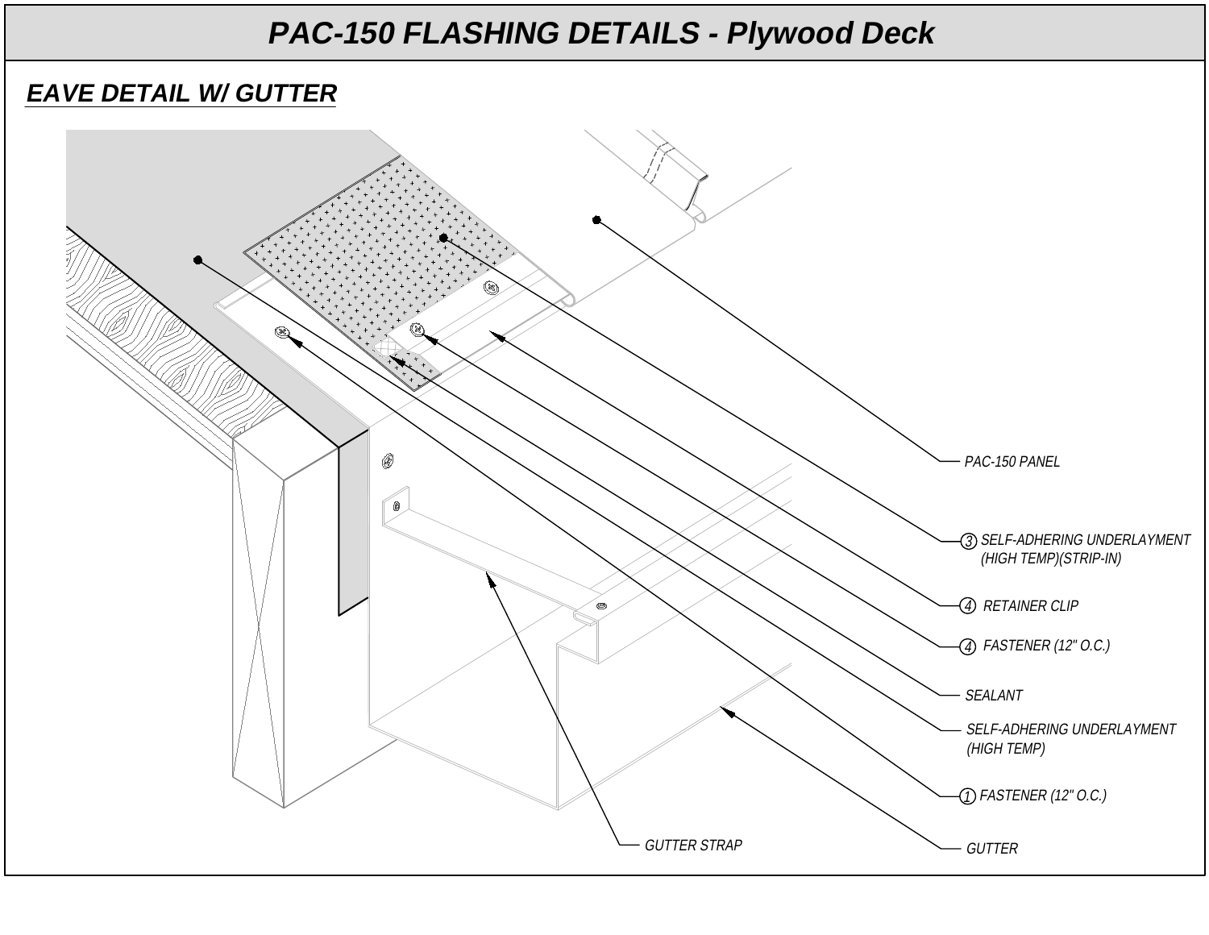# PAC-150 FLASHING DETAILS - Plywood Deck

## *EAVE DETAIL W/ GUTTER*

PAC-150 PANEL

③ SELF-ADHERING UNDERLAYMENT (HIGH TEMP)(STRIP-IN)

④ RETAINER CLIP

④ FASTENER (12" O.C.)

SEALANT

SELF-ADHERING UNDERLAYMENT (HIGH TEMP)

① FASTENER (12" O.C.)

GUTTER STRAP

GUTTER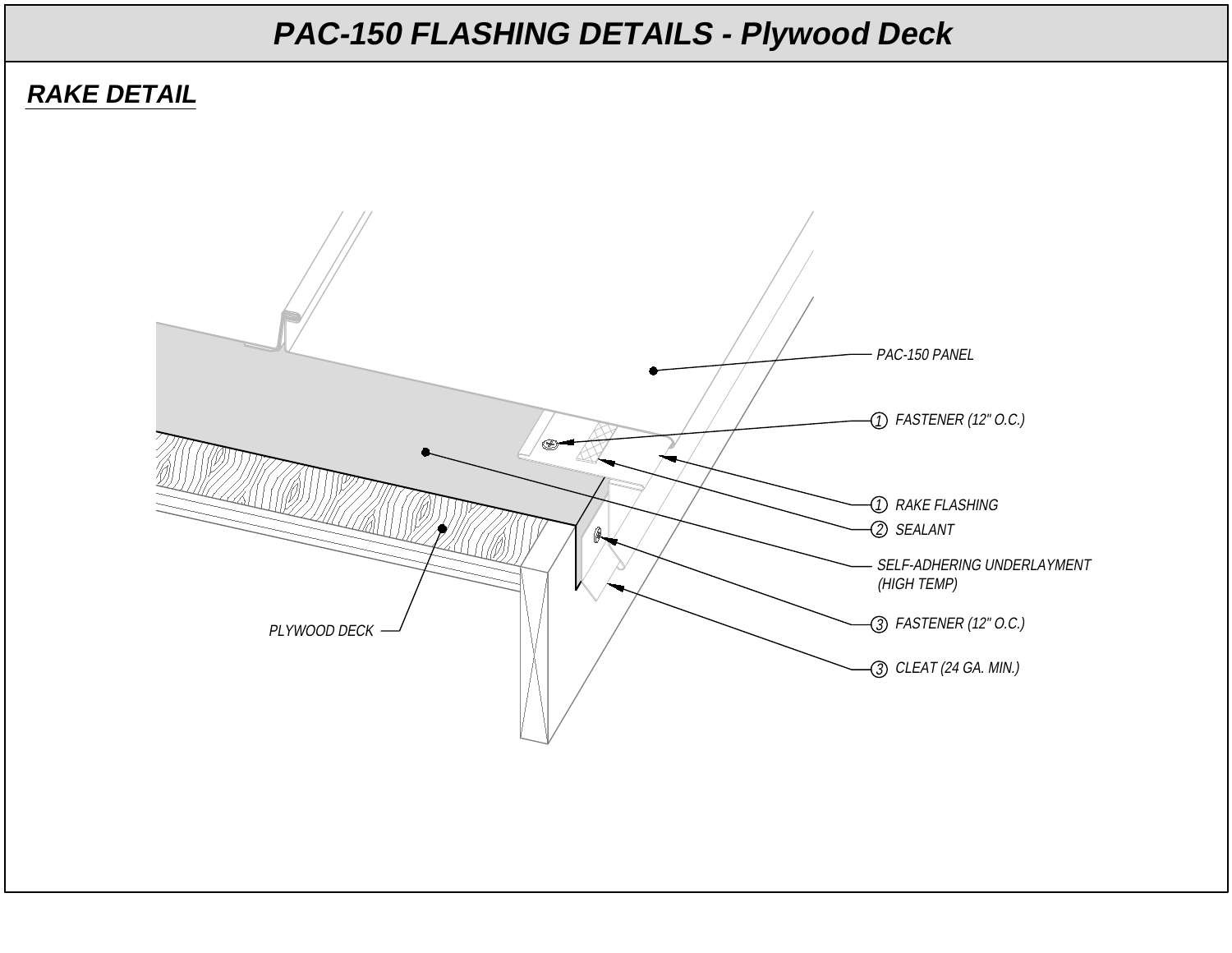# PAC-150 FLASHING DETAILS - Plywood Deck

## RAKE DETAIL

PAC-150 PANEL

① FASTENER (12" O.C.)

① RAKE FLASHING

② SEALANT

SELF-ADHERING UNDERLAYMENT (HIGH TEMP)

③ FASTENER (12" O.C.)

③ CLEAT (24 GA. MIN.)

PLYWOOD DECK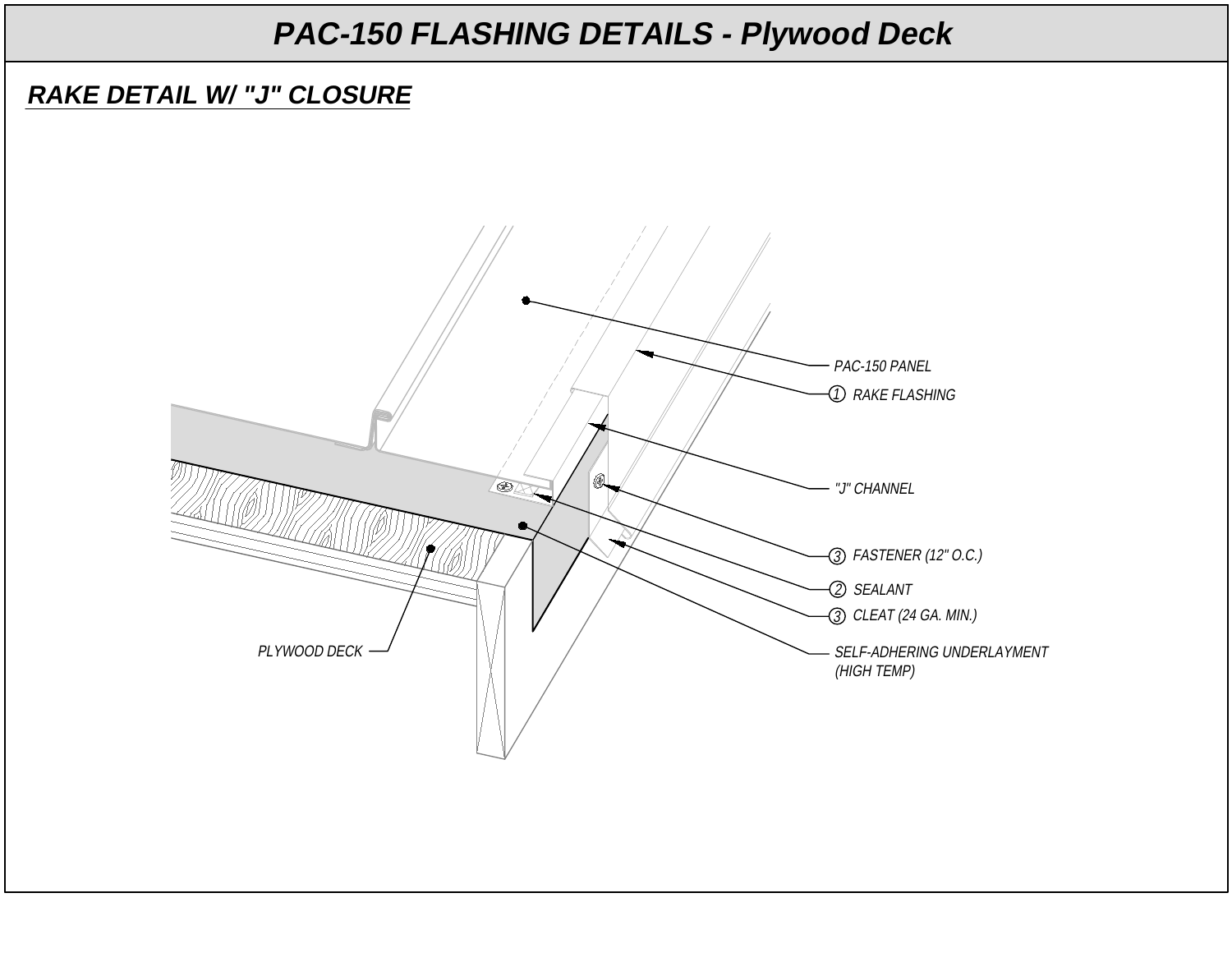# PAC-150 FLASHING DETAILS - Plywood Deck

## RAKE DETAIL W/ "J" CLOSURE

PAC-150 PANEL

① RAKE FLASHING

"J" CHANNEL

③ FASTENER (12" O.C.)

② SEALANT

③ CLEAT (24 GA. MIN.)

SELF-ADHERING UNDERLAYMENT (HIGH TEMP)

PLYWOOD DECK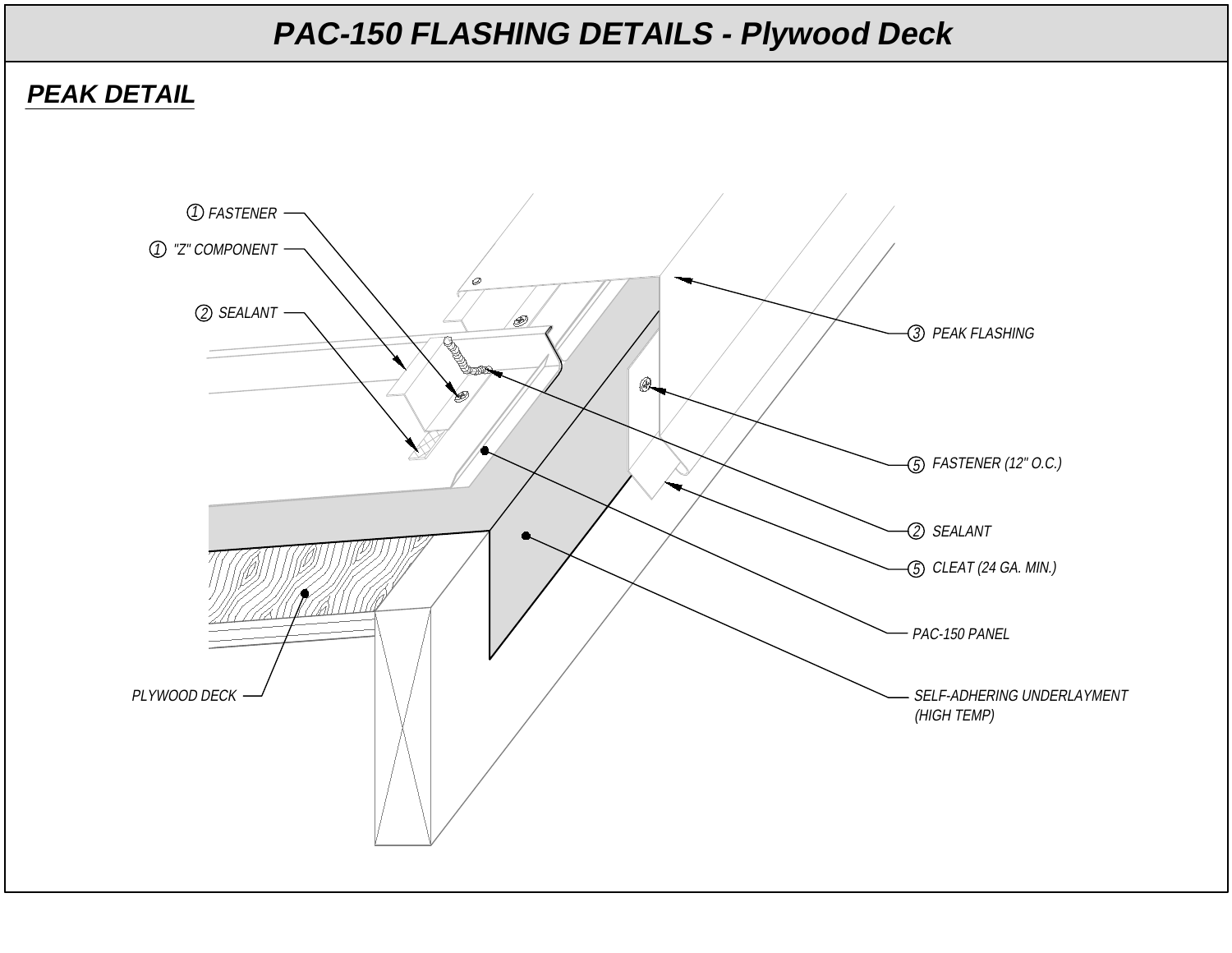# PAC-150 FLASHING DETAILS - Plywood Deck

## PEAK DETAIL

① FASTENER

① "Z" COMPONENT

② SEALANT

③ PEAK FLASHING

⑤ FASTENER (12" O.C.)

② SEALANT

⑤ CLEAT (24 GA. MIN.)

PAC-150 PANEL

SELF-ADHERING UNDERLAYMENT (HIGH TEMP)

PLYWOOD DECK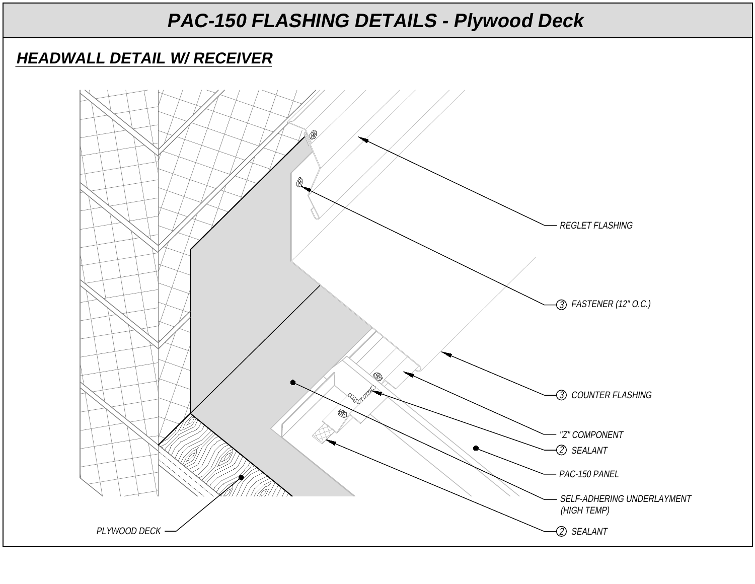# PAC-150 FLASHING DETAILS - Plywood Deck

## HEADWALL DETAIL W/ RECEIVER

REGLET FLASHING

③ FASTENER (12" O.C.)

③ COUNTER FLASHING

"Z" COMPONENT

② SEALANT

PAC-150 PANEL

SELF-ADHERING UNDERLAYMENT (HIGH TEMP)

② SEALANT

PLYWOOD DECK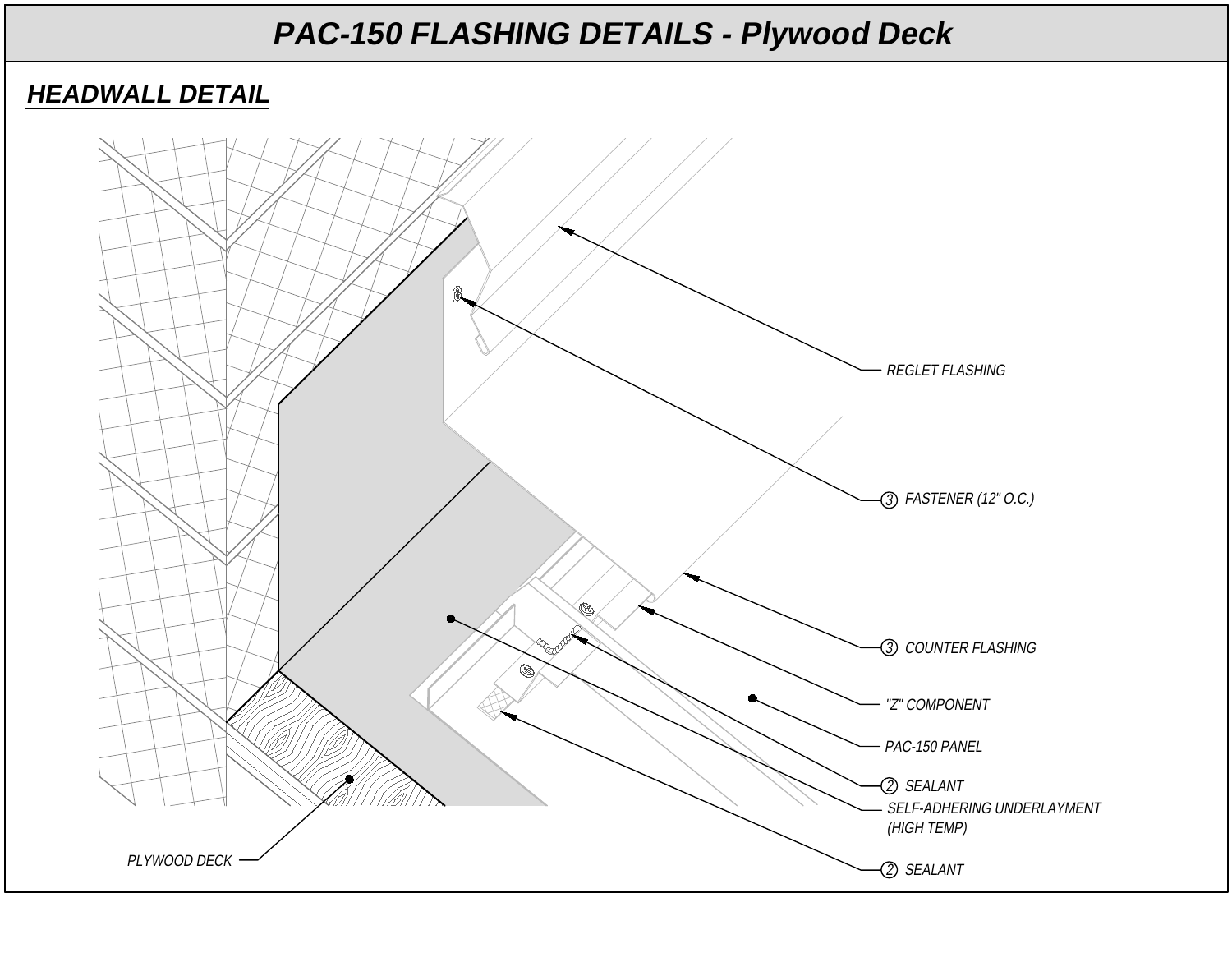# PAC-150 FLASHING DETAILS - Plywood Deck

## HEADWALL DETAIL

REGLET FLASHING

(3) FASTENER (12" O.C.)

(3) COUNTER FLASHING

"Z" COMPONENT

PAC-150 PANEL

(2) SEALANT

SELF-ADHERING UNDERLAYMENT (HIGH TEMP)

(2) SEALANT

PLYWOOD DECK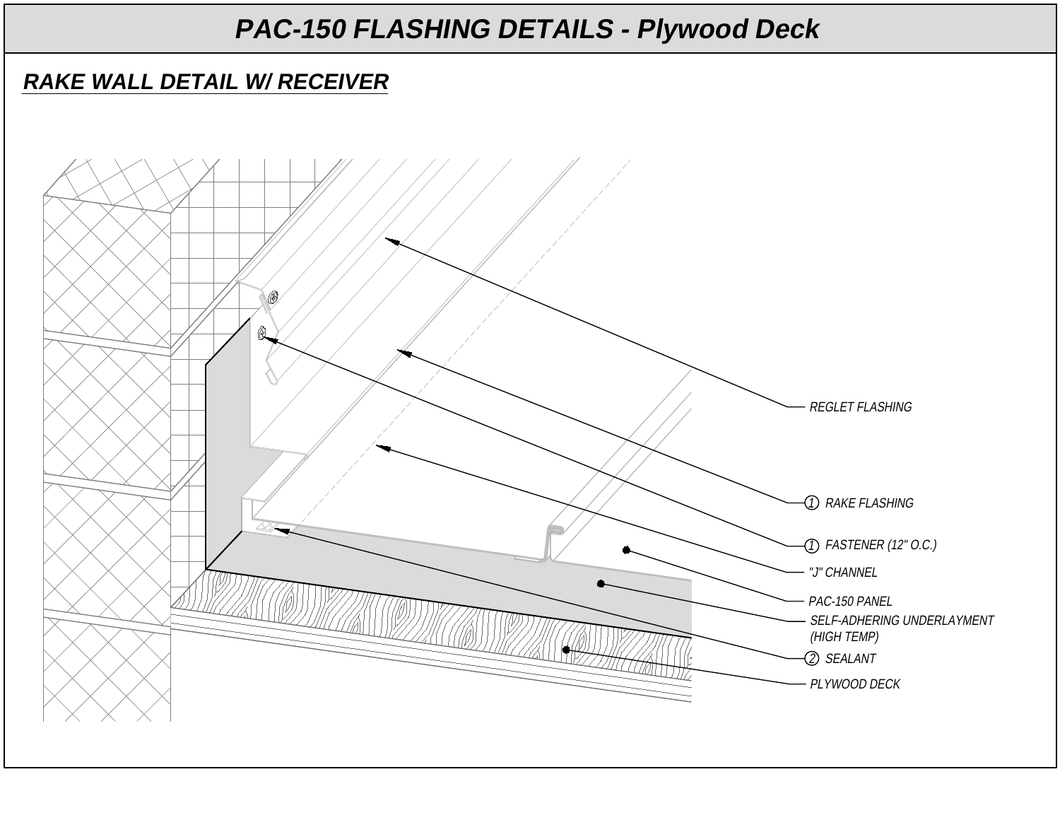# PAC-150 FLASHING DETAILS - Plywood Deck

## RAKE WALL DETAIL W/ RECEIVER

- REGLET FLASHING
- ① RAKE FLASHING
- ① FASTENER (12" O.C.)
- "J" CHANNEL
- PAC-150 PANEL
- SELF-ADHERING UNDERLAYMENT (HIGH TEMP)
- ② SEALANT
- PLYWOOD DECK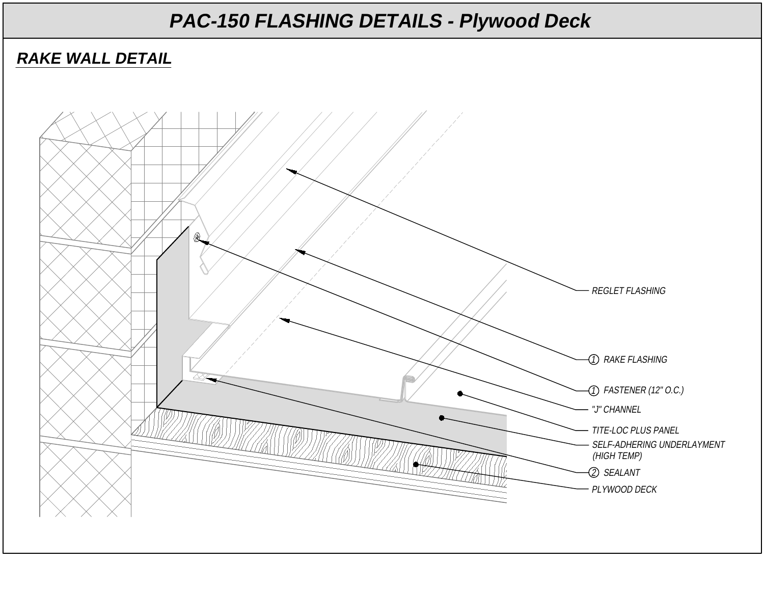# PAC-150 FLASHING DETAILS - Plywood Deck

## RAKE WALL DETAIL

REGLET FLASHING

① RAKE FLASHING

① FASTENER (12" O.C.)

"J" CHANNEL

TITE-LOC PLUS PANEL

SELF-ADHERING UNDERLAYMENT (HIGH TEMP)

② SEALANT

PLYWOOD DECK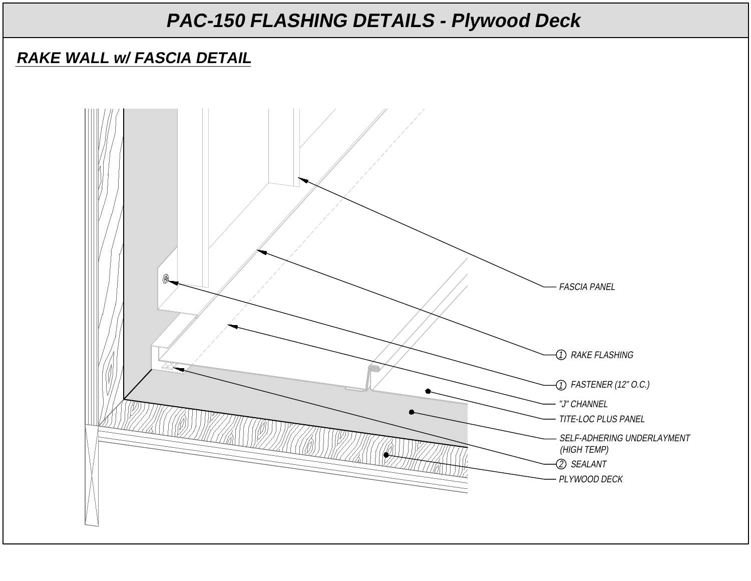# PAC-150 FLASHING DETAILS - Plywood Deck

## RAKE WALL w/ FASCIA DETAIL

FASCIA PANEL

1 RAKE FLASHING

1 FASTENER (12" O.C.)

"J" CHANNEL

TITE-LOC PLUS PANEL

SELF-ADHERING UNDERLAYMENT (HIGH TEMP)

2 SEALANT

PLYWOOD DECK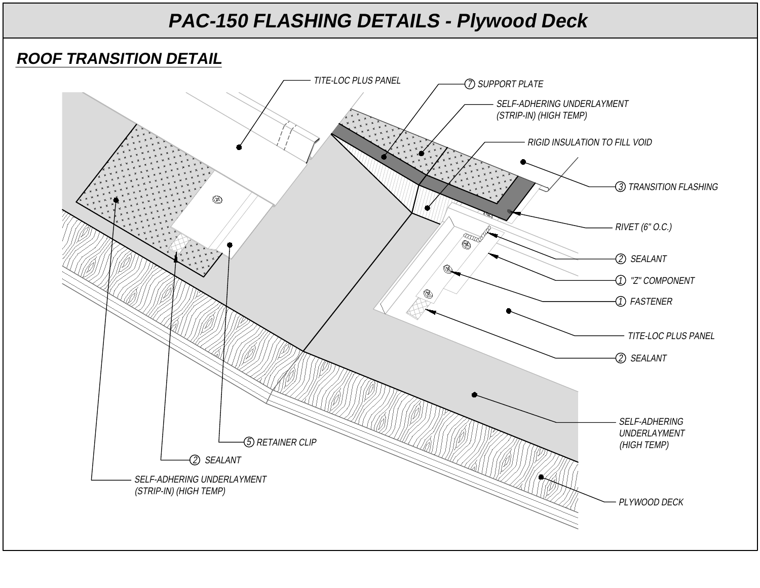# PAC-150 FLASHING DETAILS - Plywood Deck

## ROOF TRANSITION DETAIL

TITE-LOC PLUS PANEL

⑦ SUPPORT PLATE

SELF-ADHERING UNDERLAYMENT (STRIP-IN) (HIGH TEMP)

RIGID INSULATION TO FILL VOID

③ TRANSITION FLASHING

RIVET (6" O.C.)

② SEALANT

① "Z" COMPONENT

① FASTENER

TITE-LOC PLUS PANEL

② SEALANT

SELF-ADHERING UNDERLAYMENT (HIGH TEMP)

PLYWOOD DECK

⑤ RETAINER CLIP

② SEALANT

SELF-ADHERING UNDERLAYMENT (STRIP-IN) (HIGH TEMP)